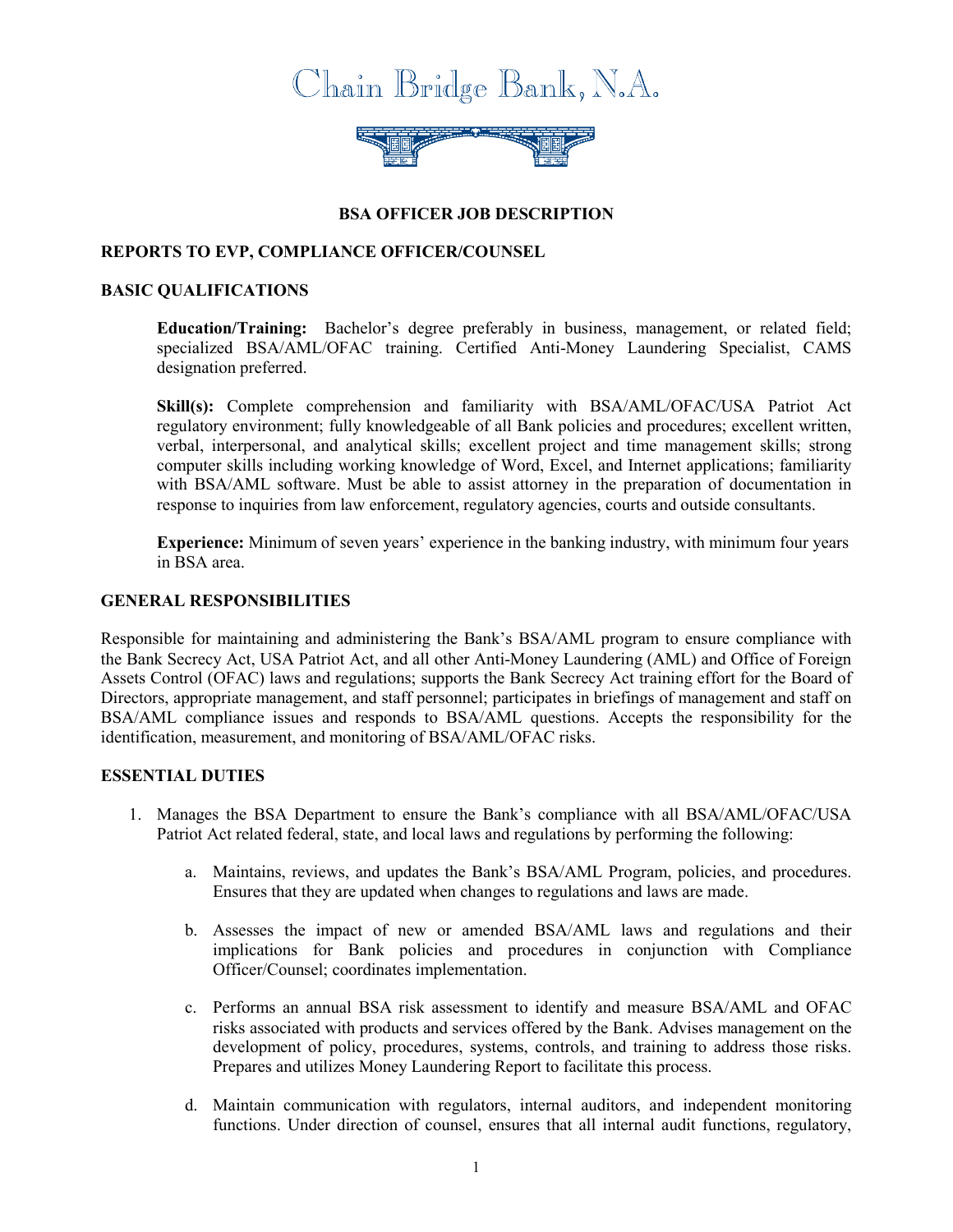# Chain Bridge Bank, N.A.

## BSA OFFICER JOB DESCRIPTION

### REPORTS TO EVP, COMPLIANCE OFFICER/COUNSEL

### BASIC QUALIFICATIONS

**Education/Training:** Bachelor's degree preferably in business, management, or related field; specialized BSA/AML/OFAC training. Certified Anti-Money Laundering Specialist, CAMS designation preferred.

**Skill(s):** Complete comprehension and familiarity with BSA/AML/OFAC/USA Patriot Act regulatory environment; fully knowledgeable of all Bank policies and procedures; excellent written, verbal, interpersonal, and analytical skills; excellent project and time management skills; strong computer skills including working knowledge of Word, Excel, and Internet applications; familiarity with BSA/AML software. Must be able to assist attorney in the preparation of documentation in response to inquiries from law enforcement, regulatory agencies, courts and outside consultants.

**Experience:** Minimum of seven years' experience in the banking industry, with minimum four years in BSA area.

### GENERAL RESPONSIBILITIES

Responsible for maintaining and administering the Bank's BSA/AML program to ensure compliance with the Bank Secrecy Act, USA Patriot Act, and all other Anti-Money Laundering (AML) and Office of Foreign Assets Control (OFAC) laws and regulations; supports the Bank Secrecy Act training effort for the Board of Directors, appropriate management, and staff personnel; participates in briefings of management and staff on BSA/AML compliance issues and responds to BSA/AML questions. Accepts the responsibility for the identification, measurement, and monitoring of BSA/AML/OFAC risks.

### ESSENTIAL DUTIES

1. Manages the BSA Department to ensure the Bank's compliance with all BSA/AML/OFAC/USA Patriot Act related federal, state, and local laws and regulations by performing the following:

   a. Maintains, reviews, and updates the Bank's BSA/AML Program, policies, and procedures. Ensures that they are updated when changes to regulations and laws are made.

   b. Assesses the impact of new or amended BSA/AML laws and regulations and their implications for Bank policies and procedures in conjunction with Compliance Officer/Counsel; coordinates implementation.

   c. Performs an annual BSA risk assessment to identify and measure BSA/AML and OFAC risks associated with products and services offered by the Bank. Advises management on the development of policy, procedures, systems, controls, and training to address those risks. Prepares and utilizes Money Laundering Report to facilitate this process.

   d. Maintain communication with regulators, internal auditors, and independent monitoring functions. Under direction of counsel, ensures that all internal audit functions, regulatory,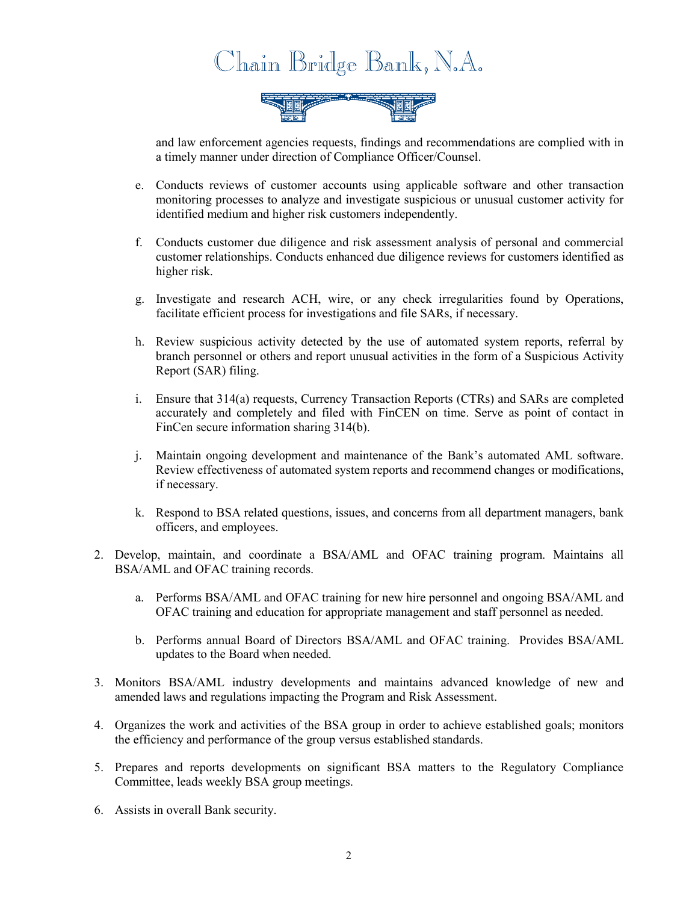and law enforcement agencies requests, findings and recommendations are complied with in a timely manner under direction of Compliance Officer/Counsel.

   e. Conducts reviews of customer accounts using applicable software and other transaction monitoring processes to analyze and investigate suspicious or unusual customer activity for identified medium and higher risk customers independently.

   f. Conducts customer due diligence and risk assessment analysis of personal and commercial customer relationships. Conducts enhanced due diligence reviews for customers identified as higher risk.

   g. Investigate and research ACH, wire, or any check irregularities found by Operations, facilitate efficient process for investigations and file SARs, if necessary.

   h. Review suspicious activity detected by the use of automated system reports, referral by branch personnel or others and report unusual activities in the form of a Suspicious Activity Report (SAR) filing.

   i. Ensure that 314(a) requests, Currency Transaction Reports (CTRs) and SARs are completed accurately and completely and filed with FinCEN on time. Serve as point of contact in FinCen secure information sharing 314(b).

   j. Maintain ongoing development and maintenance of the Bank's automated AML software. Review effectiveness of automated system reports and recommend changes or modifications, if necessary.

   k. Respond to BSA related questions, issues, and concerns from all department managers, bank officers, and employees.

2. Develop, maintain, and coordinate a BSA/AML and OFAC training program. Maintains all BSA/AML and OFAC training records.

   a. Performs BSA/AML and OFAC training for new hire personnel and ongoing BSA/AML and OFAC training and education for appropriate management and staff personnel as needed.

   b. Performs annual Board of Directors BSA/AML and OFAC training. Provides BSA/AML updates to the Board when needed.

3. Monitors BSA/AML industry developments and maintains advanced knowledge of new and amended laws and regulations impacting the Program and Risk Assessment.

4. Organizes the work and activities of the BSA group in order to achieve established goals; monitors the efficiency and performance of the group versus established standards.

5. Prepares and reports developments on significant BSA matters to the Regulatory Compliance Committee, leads weekly BSA group meetings.

6. Assists in overall Bank security.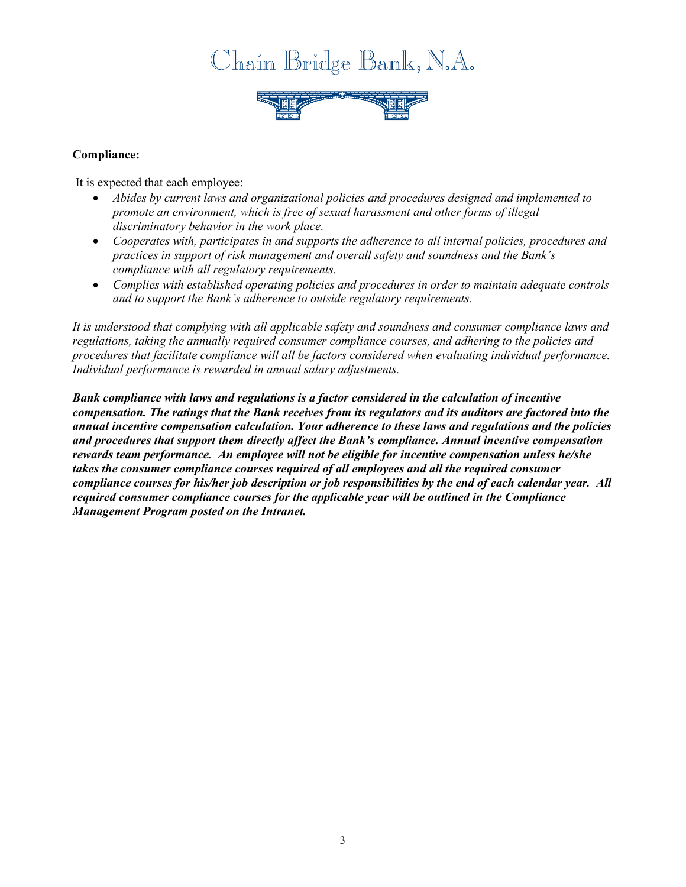# Chain Bridge Bank, N.A.

**Compliance:**

It is expected that each employee:

- *Abides by current laws and organizational policies and procedures designed and implemented to promote an environment, which is free of sexual harassment and other forms of illegal discriminatory behavior in the work place.*
- *Cooperates with, participates in and supports the adherence to all internal policies, procedures and practices in support of risk management and overall safety and soundness and the Bank's compliance with all regulatory requirements.*
- *Complies with established operating policies and procedures in order to maintain adequate controls and to support the Bank's adherence to outside regulatory requirements.*

*It is understood that complying with all applicable safety and soundness and consumer compliance laws and regulations, taking the annually required consumer compliance courses, and adhering to the policies and procedures that facilitate compliance will all be factors considered when evaluating individual performance. Individual performance is rewarded in annual salary adjustments.*

***Bank compliance with laws and regulations is a factor considered in the calculation of incentive compensation. The ratings that the Bank receives from its regulators and its auditors are factored into the annual incentive compensation calculation. Your adherence to these laws and regulations and the policies and procedures that support them directly affect the Bank's compliance. Annual incentive compensation rewards team performance. An employee will not be eligible for incentive compensation unless he/she takes the consumer compliance courses required of all employees and all the required consumer compliance courses for his/her job description or job responsibilities by the end of each calendar year. All required consumer compliance courses for the applicable year will be outlined in the Compliance Management Program posted on the Intranet.***